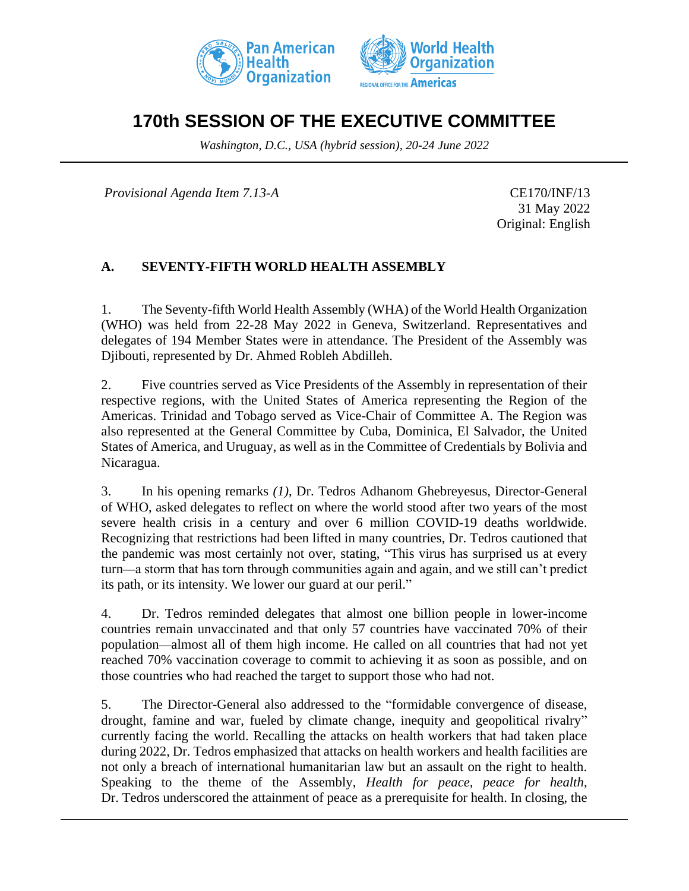# 170th SESSION OF THE EXECUTIVE COMMITTEE

*Washington, D.C., USA (hybrid session), 20-24 June 2022*

*Provisional Agenda Item 7.13-A*

CE170/INF/13
31 May 2022
Original: English

## A. SEVENTY-FIFTH WORLD HEALTH ASSEMBLY

1. The Seventy-fifth World Health Assembly (WHA) of the World Health Organization (WHO) was held from 22-28 May 2022 in Geneva, Switzerland. Representatives and delegates of 194 Member States were in attendance. The President of the Assembly was Djibouti, represented by Dr. Ahmed Robleh Abdilleh.

2. Five countries served as Vice Presidents of the Assembly in representation of their respective regions, with the United States of America representing the Region of the Americas. Trinidad and Tobago served as Vice-Chair of Committee A. The Region was also represented at the General Committee by Cuba, Dominica, El Salvador, the United States of America, and Uruguay, as well as in the Committee of Credentials by Bolivia and Nicaragua.

3. In his opening remarks *(1)*, Dr. Tedros Adhanom Ghebreyesus, Director-General of WHO, asked delegates to reflect on where the world stood after two years of the most severe health crisis in a century and over 6 million COVID-19 deaths worldwide. Recognizing that restrictions had been lifted in many countries, Dr. Tedros cautioned that the pandemic was most certainly not over, stating, "This virus has surprised us at every turn—a storm that has torn through communities again and again, and we still can't predict its path, or its intensity. We lower our guard at our peril."

4. Dr. Tedros reminded delegates that almost one billion people in lower-income countries remain unvaccinated and that only 57 countries have vaccinated 70% of their population—almost all of them high income. He called on all countries that had not yet reached 70% vaccination coverage to commit to achieving it as soon as possible, and on those countries who had reached the target to support those who had not.

5. The Director-General also addressed to the "formidable convergence of disease, drought, famine and war, fueled by climate change, inequity and geopolitical rivalry" currently facing the world. Recalling the attacks on health workers that had taken place during 2022, Dr. Tedros emphasized that attacks on health workers and health facilities are not only a breach of international humanitarian law but an assault on the right to health. Speaking to the theme of the Assembly, *Health for peace, peace for health*, Dr. Tedros underscored the attainment of peace as a prerequisite for health. In closing, the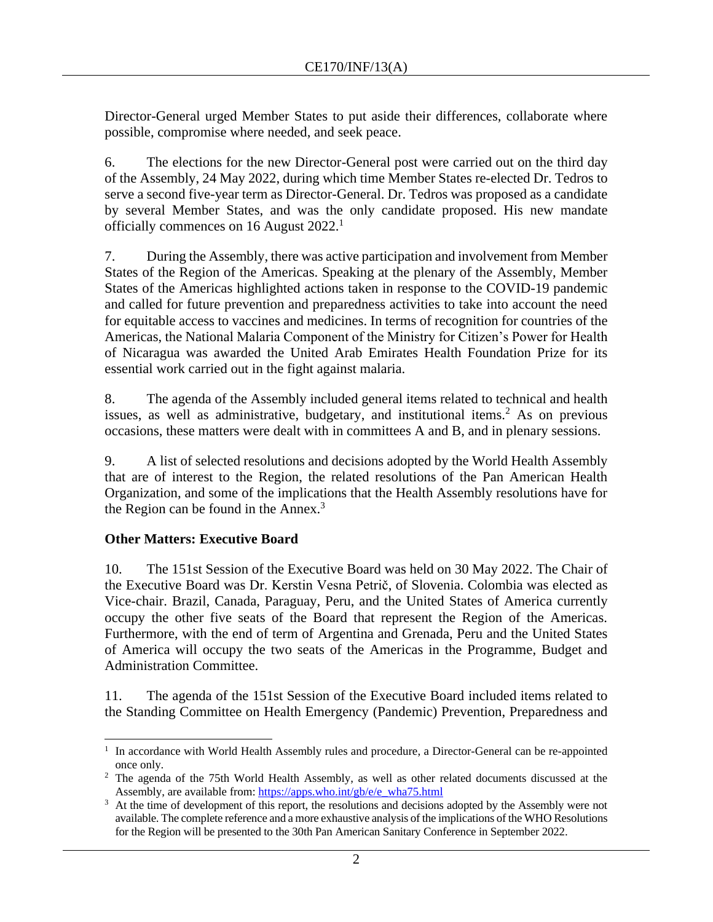Director-General urged Member States to put aside their differences, collaborate where possible, compromise where needed, and seek peace.

6. The elections for the new Director-General post were carried out on the third day of the Assembly, 24 May 2022, during which time Member States re-elected Dr. Tedros to serve a second five-year term as Director-General. Dr. Tedros was proposed as a candidate by several Member States, and was the only candidate proposed. His new mandate officially commences on 16 August 2022.[1]

7. During the Assembly, there was active participation and involvement from Member States of the Region of the Americas. Speaking at the plenary of the Assembly, Member States of the Americas highlighted actions taken in response to the COVID-19 pandemic and called for future prevention and preparedness activities to take into account the need for equitable access to vaccines and medicines. In terms of recognition for countries of the Americas, the National Malaria Component of the Ministry for Citizen's Power for Health of Nicaragua was awarded the United Arab Emirates Health Foundation Prize for its essential work carried out in the fight against malaria.

8. The agenda of the Assembly included general items related to technical and health issues, as well as administrative, budgetary, and institutional items.[2] As on previous occasions, these matters were dealt with in committees A and B, and in plenary sessions.

9. A list of selected resolutions and decisions adopted by the World Health Assembly that are of interest to the Region, the related resolutions of the Pan American Health Organization, and some of the implications that the Health Assembly resolutions have for the Region can be found in the Annex.[3]

**Other Matters: Executive Board**

10. The 151st Session of the Executive Board was held on 30 May 2022. The Chair of the Executive Board was Dr. Kerstin Vesna Petrič, of Slovenia. Colombia was elected as Vice-chair. Brazil, Canada, Paraguay, Peru, and the United States of America currently occupy the other five seats of the Board that represent the Region of the Americas. Furthermore, with the end of term of Argentina and Grenada, Peru and the United States of America will occupy the two seats of the Americas in the Programme, Budget and Administration Committee.

11. The agenda of the 151st Session of the Executive Board included items related to the Standing Committee on Health Emergency (Pandemic) Prevention, Preparedness and

---

[1] In accordance with World Health Assembly rules and procedure, a Director-General can be re-appointed once only.

[2] The agenda of the 75th World Health Assembly, as well as other related documents discussed at the Assembly, are available from: https://apps.who.int/gb/e/e_wha75.html

[3] At the time of development of this report, the resolutions and decisions adopted by the Assembly were not available. The complete reference and a more exhaustive analysis of the implications of the WHO Resolutions for the Region will be presented to the 30th Pan American Sanitary Conference in September 2022.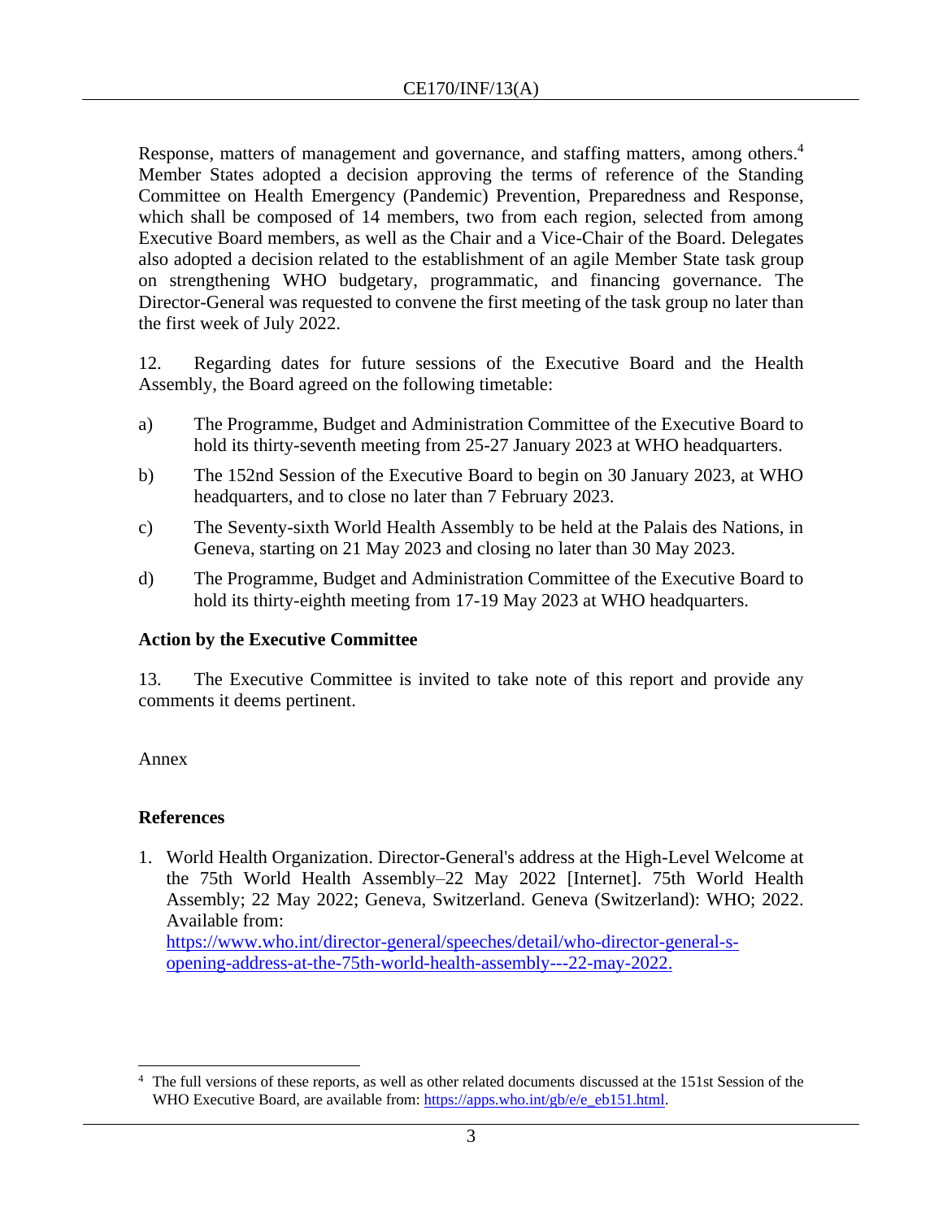Response, matters of management and governance, and staffing matters, among others.[4] Member States adopted a decision approving the terms of reference of the Standing Committee on Health Emergency (Pandemic) Prevention, Preparedness and Response, which shall be composed of 14 members, two from each region, selected from among Executive Board members, as well as the Chair and a Vice-Chair of the Board. Delegates also adopted a decision related to the establishment of an agile Member State task group on strengthening WHO budgetary, programmatic, and financing governance. The Director-General was requested to convene the first meeting of the task group no later than the first week of July 2022.

12. Regarding dates for future sessions of the Executive Board and the Health Assembly, the Board agreed on the following timetable:

a) The Programme, Budget and Administration Committee of the Executive Board to hold its thirty-seventh meeting from 25-27 January 2023 at WHO headquarters.

b) The 152nd Session of the Executive Board to begin on 30 January 2023, at WHO headquarters, and to close no later than 7 February 2023.

c) The Seventy-sixth World Health Assembly to be held at the Palais des Nations, in Geneva, starting on 21 May 2023 and closing no later than 30 May 2023.

d) The Programme, Budget and Administration Committee of the Executive Board to hold its thirty-eighth meeting from 17-19 May 2023 at WHO headquarters.

**Action by the Executive Committee**

13. The Executive Committee is invited to take note of this report and provide any comments it deems pertinent.

Annex

**References**

1. World Health Organization. Director-General's address at the High-Level Welcome at the 75th World Health Assembly–22 May 2022 [Internet]. 75th World Health Assembly; 22 May 2022; Geneva, Switzerland. Geneva (Switzerland): WHO; 2022. Available from: https://www.who.int/director-general/speeches/detail/who-director-general-s-opening-address-at-the-75th-world-health-assembly---22-may-2022.

---

[4] The full versions of these reports, as well as other related documents discussed at the 151st Session of the WHO Executive Board, are available from: https://apps.who.int/gb/e/e_eb151.html.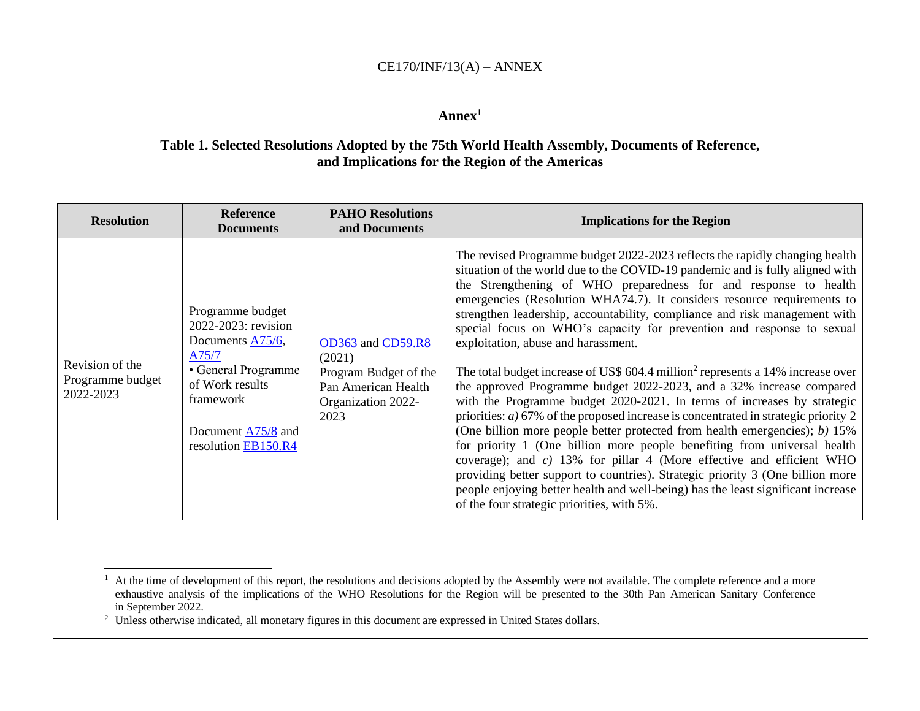# Annex[1]

## Table 1. Selected Resolutions Adopted by the 75th World Health Assembly, Documents of Reference, and Implications for the Region of the Americas

| Resolution | Reference Documents | PAHO Resolutions and Documents | Implications for the Region |
|---|---|---|---|
| Revision of the Programme budget 2022-2023 | Programme budget 2022-2023: revision Documents A75/6, A75/7<br>• General Programme of Work results framework<br><br>Document A75/8 and resolution EB150.R4 | OD363 and CD59.R8 (2021) Program Budget of the Pan American Health Organization 2022-2023 | The revised Programme budget 2022-2023 reflects the rapidly changing health situation of the world due to the COVID-19 pandemic and is fully aligned with the Strengthening of WHO preparedness for and response to health emergencies (Resolution WHA74.7). It considers resource requirements to strengthen leadership, accountability, compliance and risk management with special focus on WHO's capacity for prevention and response to sexual exploitation, abuse and harassment.<br><br>The total budget increase of US$ 604.4 million[2] represents a 14% increase over the approved Programme budget 2022-2023, and a 32% increase compared with the Programme budget 2020-2021. In terms of increases by strategic priorities: *a)* 67% of the proposed increase is concentrated in strategic priority 2 (One billion more people better protected from health emergencies); *b)* 15% for priority 1 (One billion more people benefiting from universal health coverage); and *c)* 13% for pillar 4 (More effective and efficient WHO providing better support to countries). Strategic priority 3 (One billion more people enjoying better health and well-being) has the least significant increase of the four strategic priorities, with 5%. |

---

[1] At the time of development of this report, the resolutions and decisions adopted by the Assembly were not available. The complete reference and a more exhaustive analysis of the implications of the WHO Resolutions for the Region will be presented to the 30th Pan American Sanitary Conference in September 2022.

[2] Unless otherwise indicated, all monetary figures in this document are expressed in United States dollars.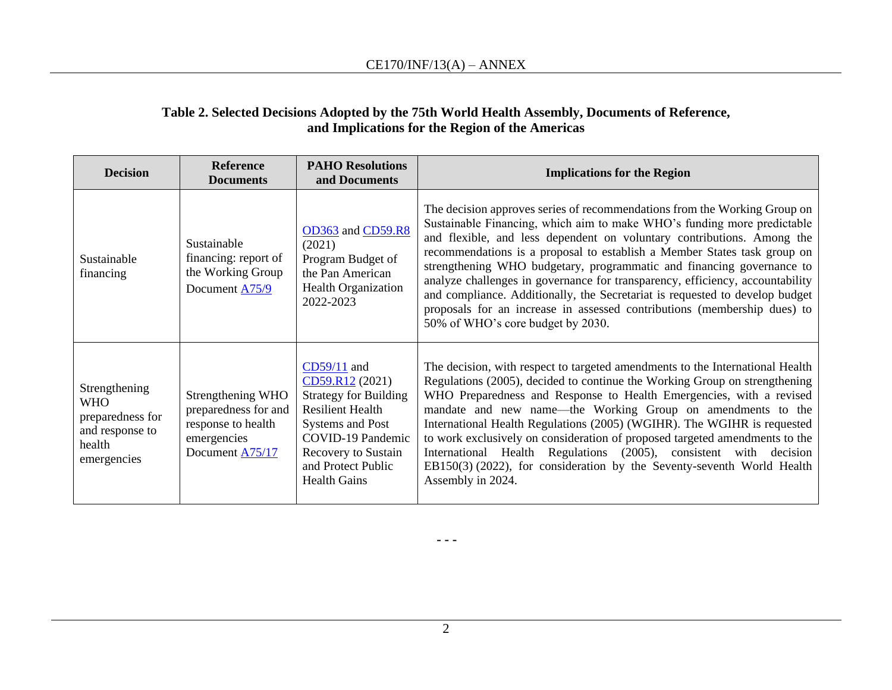**Table 2. Selected Decisions Adopted by the 75th World Health Assembly, Documents of Reference, and Implications for the Region of the Americas**

| Decision | Reference Documents | PAHO Resolutions and Documents | Implications for the Region |
|---|---|---|---|
| Sustainable financing | Sustainable financing: report of the Working Group Document A75/9 | OD363 and CD59.R8 (2021) Program Budget of the Pan American Health Organization 2022-2023 | The decision approves series of recommendations from the Working Group on Sustainable Financing, which aim to make WHO's funding more predictable and flexible, and less dependent on voluntary contributions. Among the recommendations is a proposal to establish a Member States task group on strengthening WHO budgetary, programmatic and financing governance to analyze challenges in governance for transparency, efficiency, accountability and compliance. Additionally, the Secretariat is requested to develop budget proposals for an increase in assessed contributions (membership dues) to 50% of WHO's core budget by 2030. |
| Strengthening WHO preparedness for and response to health emergencies | Strengthening WHO preparedness for and response to health emergencies Document A75/17 | CD59/11 and CD59.R12 (2021) Strategy for Building Resilient Health Systems and Post COVID-19 Pandemic Recovery to Sustain and Protect Public Health Gains | The decision, with respect to targeted amendments to the International Health Regulations (2005), decided to continue the Working Group on strengthening WHO Preparedness and Response to Health Emergencies, with a revised mandate and new name—the Working Group on amendments to the International Health Regulations (2005) (WGIHR). The WGIHR is requested to work exclusively on consideration of proposed targeted amendments to the International Health Regulations (2005), consistent with decision EB150(3) (2022), for consideration by the Seventy-seventh World Health Assembly in 2024. |

- - -